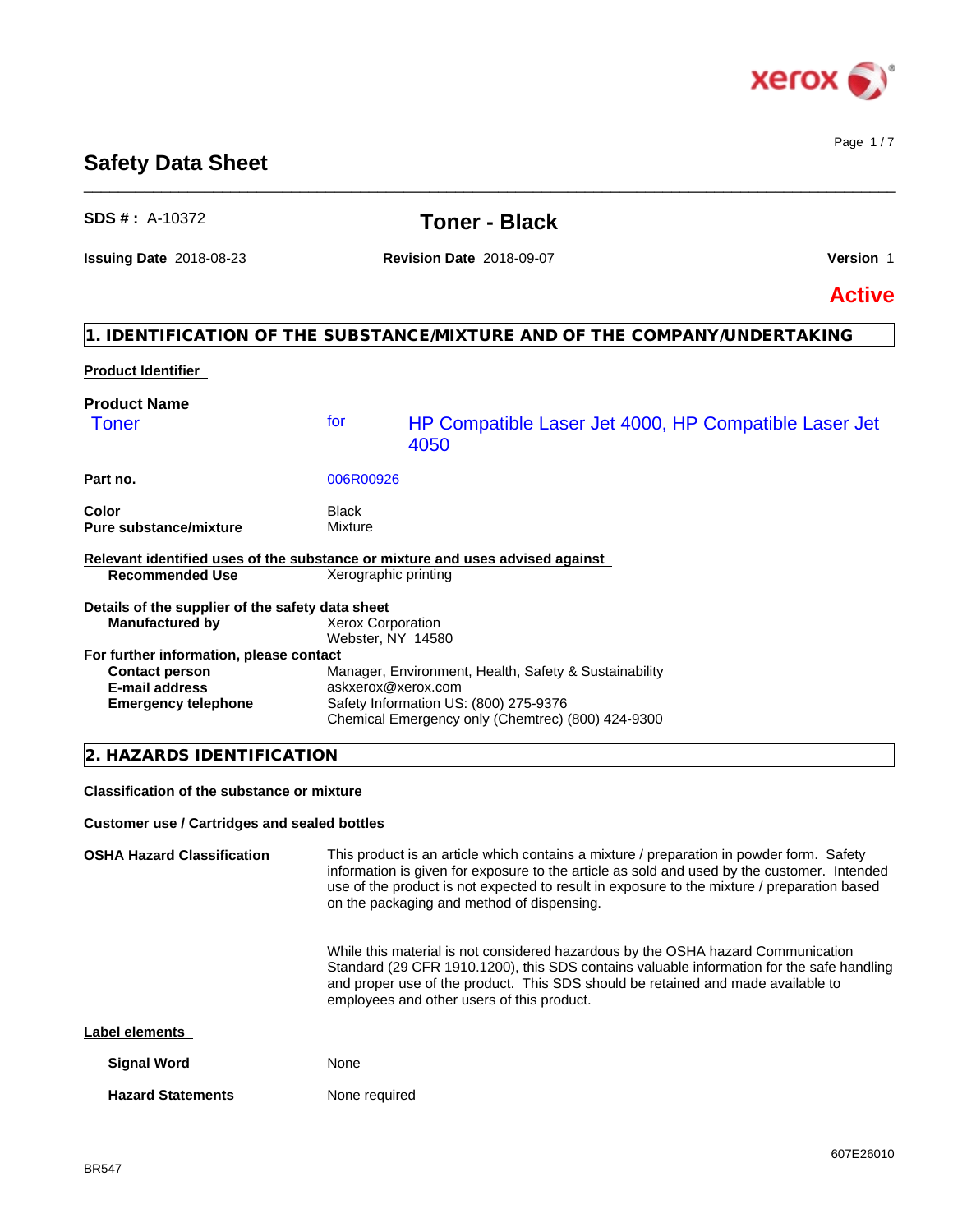# Safety Data Sheet

**SDS # :** A-10372

## Toner - Black

**Issuing Date** 2018-08-23 **Revision Date** 2018-09-07 **Version** 1

**Active**

## 1. IDENTIFICATION OF THE SUBSTANCE/MIXTURE AND OF THE COMPANY/UNDERTAKING

**Product Identifier**

**Product Name**

Toner for HP Compatible Laser Jet 4000, HP Compatible Laser Jet 4050

| | |
|---|---|
| **Part no.** | 006R00926 |
| **Color** | Black |
| **Pure substance/mixture** | Mixture |

**Relevant identified uses of the substance or mixture and uses advised against**

| | |
|---|---|
| **Recommended Use** | Xerographic printing |

**Details of the supplier of the safety data sheet**

| | |
|---|---|
| **Manufactured by** | Xerox Corporation<br>Webster, NY 14580 |

**For further information, please contact**

| | |
|---|---|
| **Contact person** | Manager, Environment, Health, Safety & Sustainability |
| **E-mail address** | askxerox@xerox.com |
| **Emergency telephone** | Safety Information US: (800) 275-9376<br>Chemical Emergency only (Chemtrec) (800) 424-9300 |

## 2. HAZARDS IDENTIFICATION

**Classification of the substance or mixture**

**Customer use / Cartridges and sealed bottles**

**OSHA Hazard Classification**

This product is an article which contains a mixture / preparation in powder form. Safety information is given for exposure to the article as sold and used by the customer. Intended use of the product is not expected to result in exposure to the mixture / preparation based on the packaging and method of dispensing.

While this material is not considered hazardous by the OSHA hazard Communication Standard (29 CFR 1910.1200), this SDS contains valuable information for the safe handling and proper use of the product. This SDS should be retained and made available to employees and other users of this product.

**Label elements**

| | |
|---|---|
| **Signal Word** | None |
| **Hazard Statements** | None required |

BR547

607E26010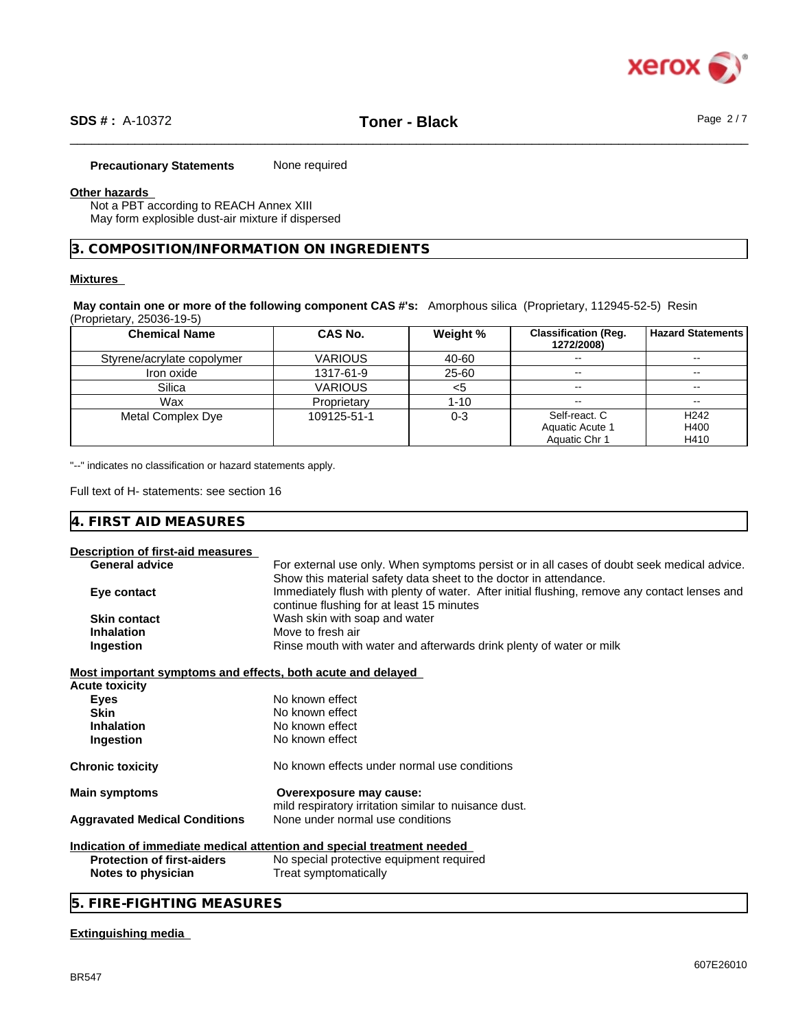**Precautionary Statements** None required

**Other hazards**

Not a PBT according to REACH Annex XIII
May form explosible dust-air mixture if dispersed

## 3. COMPOSITION/INFORMATION ON INGREDIENTS

**Mixtures**

**May contain one or more of the following component CAS #'s:** Amorphous silica (Proprietary, 112945-52-5) Resin (Proprietary, 25036-19-5)

| Chemical Name | CAS No. | Weight % | Classification (Reg. 1272/2008) | Hazard Statements |
|---|---|---|---|---|
| Styrene/acrylate copolymer | VARIOUS | 40-60 | -- | -- |
| Iron oxide | 1317-61-9 | 25-60 | -- | -- |
| Silica | VARIOUS | <5 | -- | -- |
| Wax | Proprietary | 1-10 | -- | -- |
| Metal Complex Dye | 109125-51-1 | 0-3 | Self-react. C<br>Aquatic Acute 1<br>Aquatic Chr 1 | H242<br>H400<br>H410 |

"--" indicates no classification or hazard statements apply.

Full text of H- statements: see section 16

## 4. FIRST AID MEASURES

**Description of first-aid measures**

**General advice** For external use only. When symptoms persist or in all cases of doubt seek medical advice. Show this material safety data sheet to the doctor in attendance.

**Eye contact** Immediately flush with plenty of water. After initial flushing, remove any contact lenses and continue flushing for at least 15 minutes

**Skin contact** Wash skin with soap and water

**Inhalation** Move to fresh air

**Ingestion** Rinse mouth with water and afterwards drink plenty of water or milk

**Most important symptoms and effects, both acute and delayed**

**Acute toxicity**

**Eyes** No known effect

**Skin** No known effect

**Inhalation** No known effect

**Ingestion** No known effect

**Chronic toxicity** No known effects under normal use conditions

**Main symptoms** **Overexposure may cause:**
mild respiratory irritation similar to nuisance dust.

**Aggravated Medical Conditions** None under normal use conditions

**Indication of immediate medical attention and special treatment needed**

**Protection of first-aiders** No special protective equipment required

**Notes to physician** Treat symptomatically

## 5. FIRE-FIGHTING MEASURES

**Extinguishing media**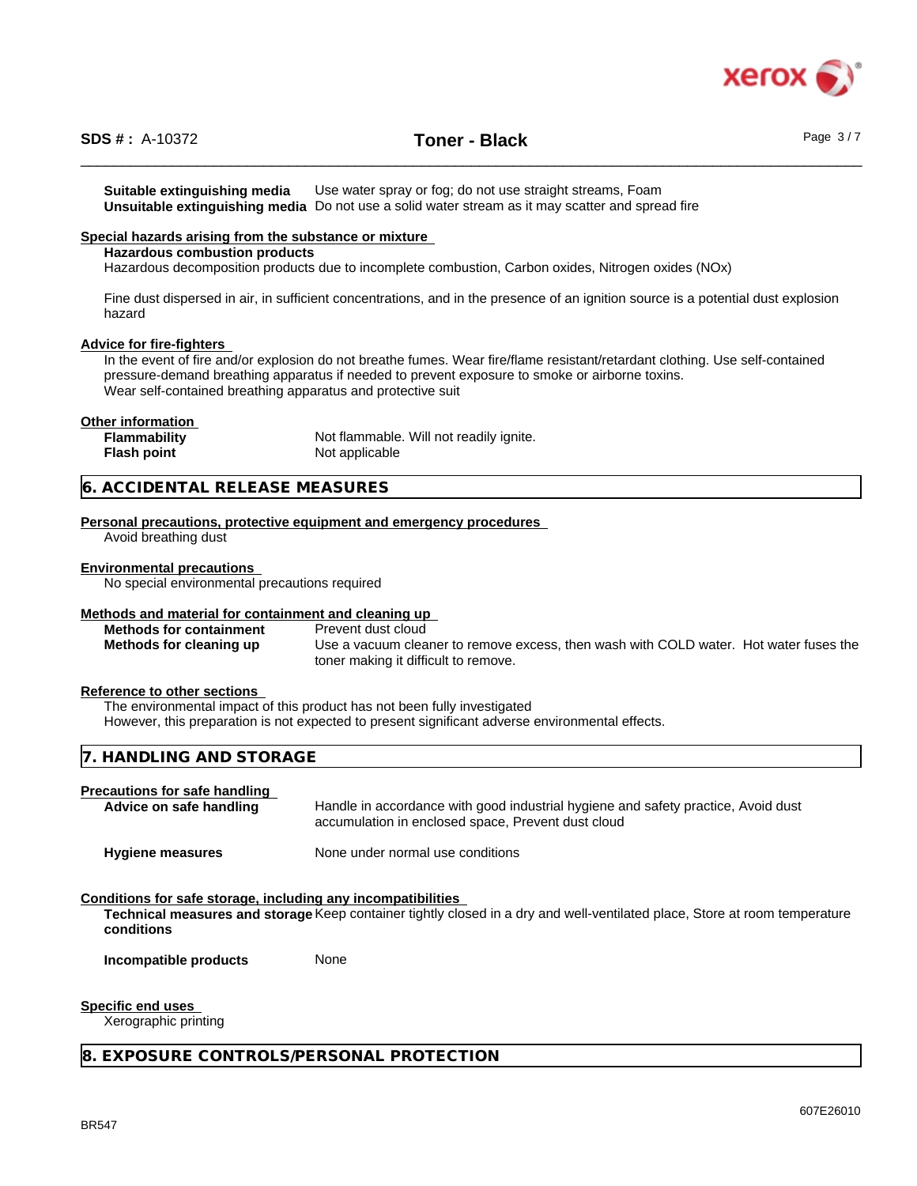**Suitable extinguishing media** Use water spray or fog; do not use straight streams, Foam
**Unsuitable extinguishing media** Do not use a solid water stream as it may scatter and spread fire

**Special hazards arising from the substance or mixture**

**Hazardous combustion products**
Hazardous decomposition products due to incomplete combustion, Carbon oxides, Nitrogen oxides (NOx)

Fine dust dispersed in air, in sufficient concentrations, and in the presence of an ignition source is a potential dust explosion hazard

**Advice for fire-fighters**

In the event of fire and/or explosion do not breathe fumes. Wear fire/flame resistant/retardant clothing. Use self-contained pressure-demand breathing apparatus if needed to prevent exposure to smoke or airborne toxins.
Wear self-contained breathing apparatus and protective suit

**Other information**

**Flammability** Not flammable. Will not readily ignite.
**Flash point** Not applicable

## 6. ACCIDENTAL RELEASE MEASURES

**Personal precautions, protective equipment and emergency procedures**

Avoid breathing dust

**Environmental precautions**

No special environmental precautions required

**Methods and material for containment and cleaning up**

**Methods for containment** Prevent dust cloud
**Methods for cleaning up** Use a vacuum cleaner to remove excess, then wash with COLD water. Hot water fuses the toner making it difficult to remove.

**Reference to other sections**

The environmental impact of this product has not been fully investigated
However, this preparation is not expected to present significant adverse environmental effects.

## 7. HANDLING AND STORAGE

**Precautions for safe handling**

**Advice on safe handling** Handle in accordance with good industrial hygiene and safety practice, Avoid dust accumulation in enclosed space, Prevent dust cloud

**Hygiene measures** None under normal use conditions

**Conditions for safe storage, including any incompatibilities**

**Technical measures and storage conditions** Keep container tightly closed in a dry and well-ventilated place, Store at room temperature

**Incompatible products** None

**Specific end uses**

Xerographic printing

## 8. EXPOSURE CONTROLS/PERSONAL PROTECTION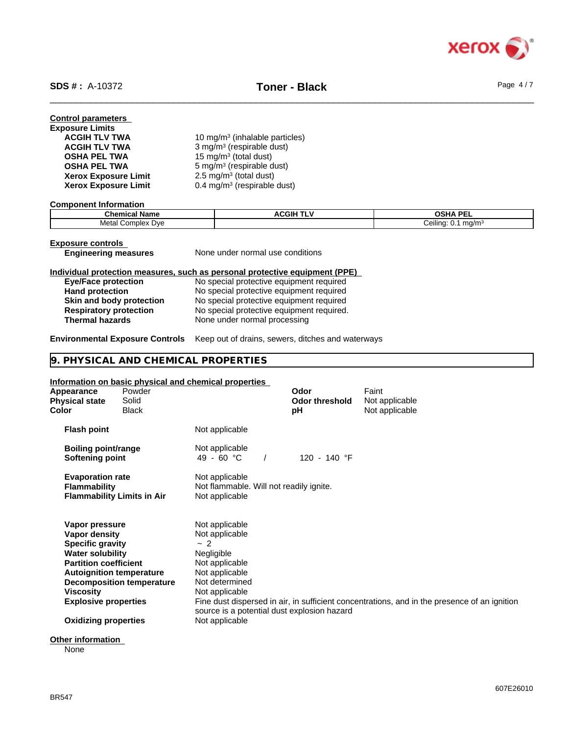**Control parameters**

**Exposure Limits**

| | |
|---|---|
| **ACGIH TLV TWA** | 10 mg/m³ (inhalable particles) |
| **ACGIH TLV TWA** | 3 mg/m³ (respirable dust) |
| **OSHA PEL TWA** | 15 mg/m³ (total dust) |
| **OSHA PEL TWA** | 5 mg/m³ (respirable dust) |
| **Xerox Exposure Limit** | 2.5 mg/m³ (total dust) |
| **Xerox Exposure Limit** | 0.4 mg/m³ (respirable dust) |

**Component Information**

| Chemical Name | ACGIH TLV | OSHA PEL |
|---|---|---|
| Metal Complex Dye | | Ceiling: 0.1 mg/m³ |

**Exposure controls**

**Engineering measures** None under normal use conditions

**Individual protection measures, such as personal protective equipment (PPE)**

| | |
|---|---|
| **Eye/Face protection** | No special protective equipment required |
| **Hand protection** | No special protective equipment required |
| **Skin and body protection** | No special protective equipment required |
| **Respiratory protection** | No special protective equipment required. |
| **Thermal hazards** | None under normal processing |

**Environmental Exposure Controls** Keep out of drains, sewers, ditches and waterways

## 9. PHYSICAL AND CHEMICAL PROPERTIES

**Information on basic physical and chemical properties**

| | | | |
|---|---|---|---|
| **Appearance** | Powder | **Odor** | Faint |
| **Physical state** | Solid | **Odor threshold** | Not applicable |
| **Color** | Black | **pH** | Not applicable |

| | |
|---|---|
| **Flash point** | Not applicable |
| **Boiling point/range** | Not applicable |
| **Softening point** | 49 - 60 °C / 120 - 140 °F |
| **Evaporation rate** | Not applicable |
| **Flammability** | Not flammable. Will not readily ignite. |
| **Flammability Limits in Air** | Not applicable |
| **Vapor pressure** | Not applicable |
| **Vapor density** | Not applicable |
| **Specific gravity** | ~ 2 |
| **Water solubility** | Negligible |
| **Partition coefficient** | Not applicable |
| **Autoignition temperature** | Not applicable |
| **Decomposition temperature** | Not determined |
| **Viscosity** | Not applicable |
| **Explosive properties** | Fine dust dispersed in air, in sufficient concentrations, and in the presence of an ignition source is a potential dust explosion hazard |
| **Oxidizing properties** | Not applicable |

**Other information**

None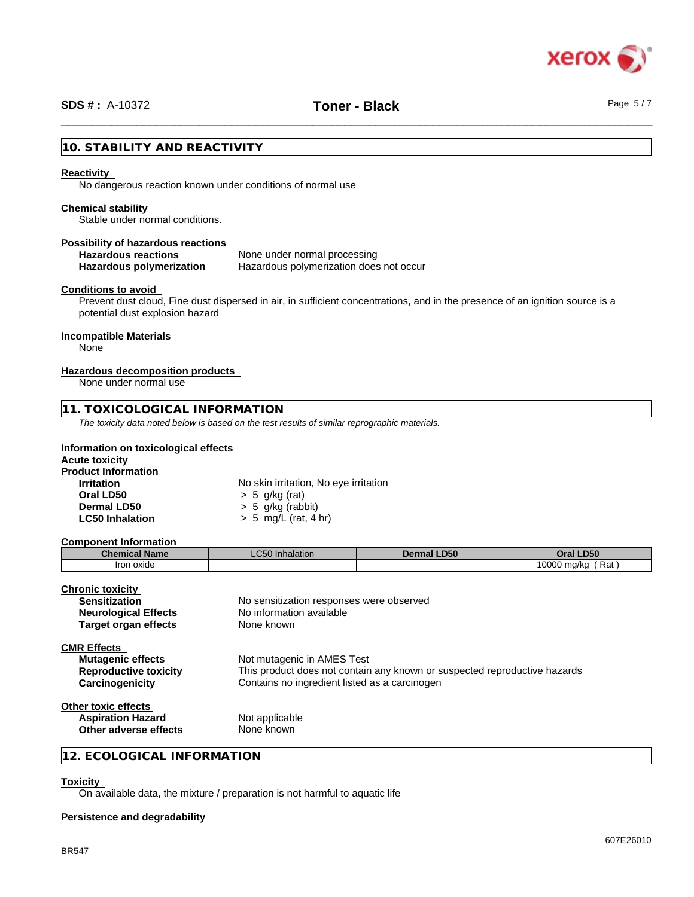## 10. STABILITY AND REACTIVITY

**Reactivity**

No dangerous reaction known under conditions of normal use

**Chemical stability**

Stable under normal conditions.

**Possibility of hazardous reactions**

**Hazardous reactions** None under normal processing
**Hazardous polymerization** Hazardous polymerization does not occur

**Conditions to avoid**

Prevent dust cloud, Fine dust dispersed in air, in sufficient concentrations, and in the presence of an ignition source is a potential dust explosion hazard

**Incompatible Materials**

None

**Hazardous decomposition products**

None under normal use

## 11. TOXICOLOGICAL INFORMATION

*The toxicity data noted below is based on the test results of similar reprographic materials.*

**Information on toxicological effects**

**Acute toxicity**

**Product Information**

**Irritation** No skin irritation, No eye irritation
**Oral LD50** > 5 g/kg (rat)
**Dermal LD50** > 5 g/kg (rabbit)
**LC50 Inhalation** > 5 mg/L (rat, 4 hr)

**Component Information**

| Chemical Name | LC50 Inhalation | Dermal LD50 | Oral LD50 |
|---|---|---|---|
| Iron oxide | | | 10000 mg/kg ( Rat ) |

**Chronic toxicity**

**Sensitization** No sensitization responses were observed
**Neurological Effects** No information available
**Target organ effects** None known

**CMR Effects**

**Mutagenic effects** Not mutagenic in AMES Test
**Reproductive toxicity** This product does not contain any known or suspected reproductive hazards
**Carcinogenicity** Contains no ingredient listed as a carcinogen

**Other toxic effects**

**Aspiration Hazard** Not applicable
**Other adverse effects** None known

## 12. ECOLOGICAL INFORMATION

**Toxicity**

On available data, the mixture / preparation is not harmful to aquatic life

**Persistence and degradability**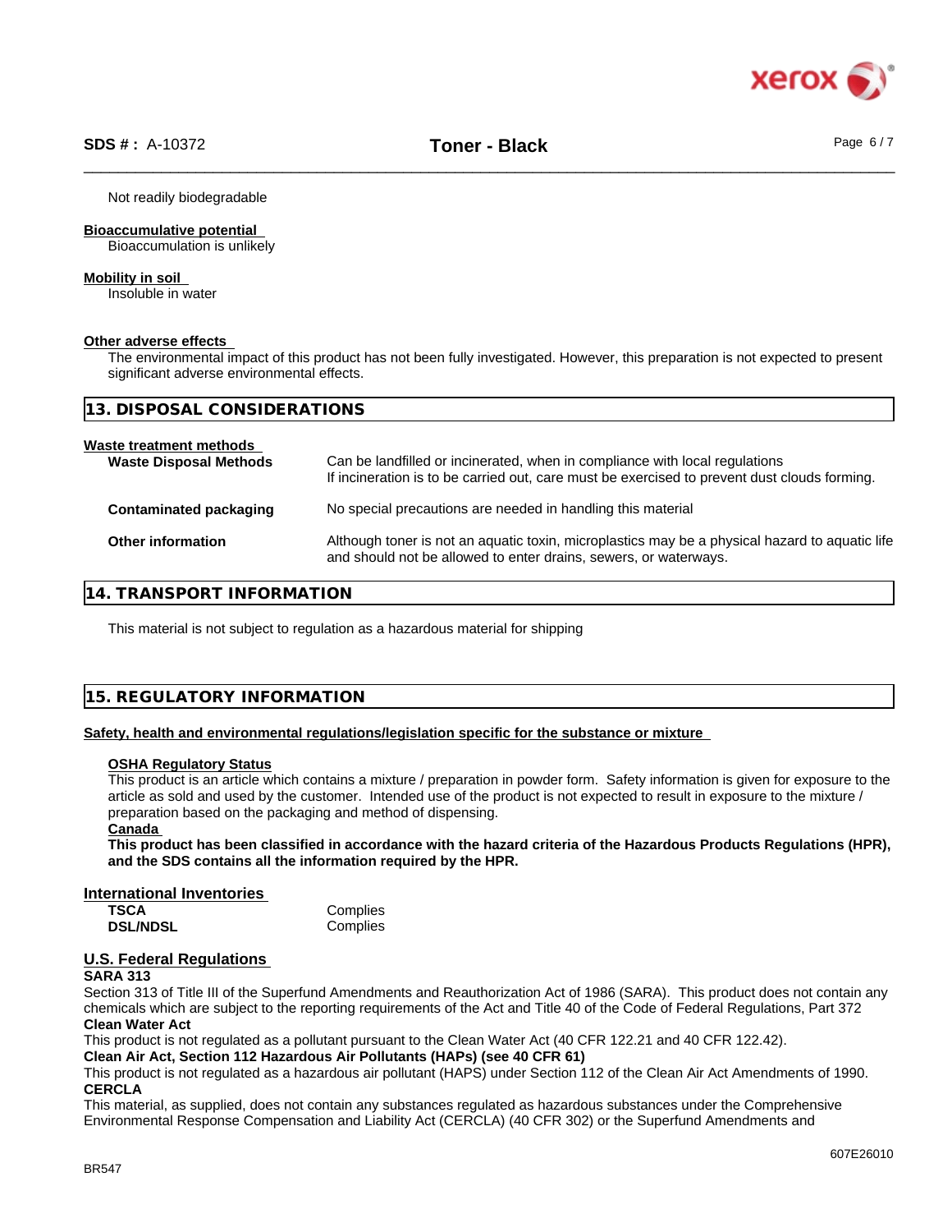Not readily biodegradable

**Bioaccumulative potential**
Bioaccumulation is unlikely

**Mobility in soil**
Insoluble in water

**Other adverse effects**
The environmental impact of this product has not been fully investigated. However, this preparation is not expected to present significant adverse environmental effects.

## 13. DISPOSAL CONSIDERATIONS

**Waste treatment methods**

| | |
|---|---|
| **Waste Disposal Methods** | Can be landfilled or incinerated, when in compliance with local regulations<br>If incineration is to be carried out, care must be exercised to prevent dust clouds forming. |
| **Contaminated packaging** | No special precautions are needed in handling this material |
| **Other information** | Although toner is not an aquatic toxin, microplastics may be a physical hazard to aquatic life and should not be allowed to enter drains, sewers, or waterways. |

## 14. TRANSPORT INFORMATION

This material is not subject to regulation as a hazardous material for shipping

## 15. REGULATORY INFORMATION

**Safety, health and environmental regulations/legislation specific for the substance or mixture**

**OSHA Regulatory Status**
This product is an article which contains a mixture / preparation in powder form. Safety information is given for exposure to the article as sold and used by the customer. Intended use of the product is not expected to result in exposure to the mixture / preparation based on the packaging and method of dispensing.

**Canada**
**This product has been classified in accordance with the hazard criteria of the Hazardous Products Regulations (HPR), and the SDS contains all the information required by the HPR.**

### International Inventories

| | |
|---|---|
| **TSCA** | Complies |
| **DSL/NDSL** | Complies |

### U.S. Federal Regulations

**SARA 313**
Section 313 of Title III of the Superfund Amendments and Reauthorization Act of 1986 (SARA). This product does not contain any chemicals which are subject to the reporting requirements of the Act and Title 40 of the Code of Federal Regulations, Part 372

**Clean Water Act**
This product is not regulated as a pollutant pursuant to the Clean Water Act (40 CFR 122.21 and 40 CFR 122.42).

**Clean Air Act, Section 112 Hazardous Air Pollutants (HAPs) (see 40 CFR 61)**
This product is not regulated as a hazardous air pollutant (HAPS) under Section 112 of the Clean Air Act Amendments of 1990.

**CERCLA**
This material, as supplied, does not contain any substances regulated as hazardous substances under the Comprehensive Environmental Response Compensation and Liability Act (CERCLA) (40 CFR 302) or the Superfund Amendments and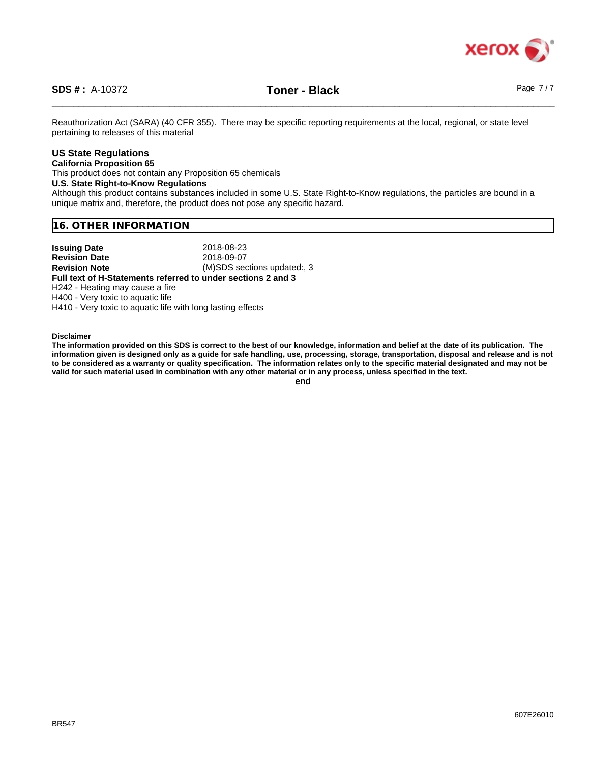Reauthorization Act (SARA) (40 CFR 355). There may be specific reporting requirements at the local, regional, or state level pertaining to releases of this material

## US State Regulations

**California Proposition 65**

This product does not contain any Proposition 65 chemicals

**U.S. State Right-to-Know Regulations**

Although this product contains substances included in some U.S. State Right-to-Know regulations, the particles are bound in a unique matrix and, therefore, the product does not pose any specific hazard.

## 16. OTHER INFORMATION

| | |
|---|---|
| **Issuing Date** | 2018-08-23 |
| **Revision Date** | 2018-09-07 |
| **Revision Note** | (M)SDS sections updated:, 3 |

**Full text of H-Statements referred to under sections 2 and 3**

H242 - Heating may cause a fire

H400 - Very toxic to aquatic life

H410 - Very toxic to aquatic life with long lasting effects

**Disclaimer**

**The information provided on this SDS is correct to the best of our knowledge, information and belief at the date of its publication. The information given is designed only as a guide for safe handling, use, processing, storage, transportation, disposal and release and is not to be considered as a warranty or quality specification. The information relates only to the specific material designated and may not be valid for such material used in combination with any other material or in any process, unless specified in the text.**

**end**

BR547

607E26010